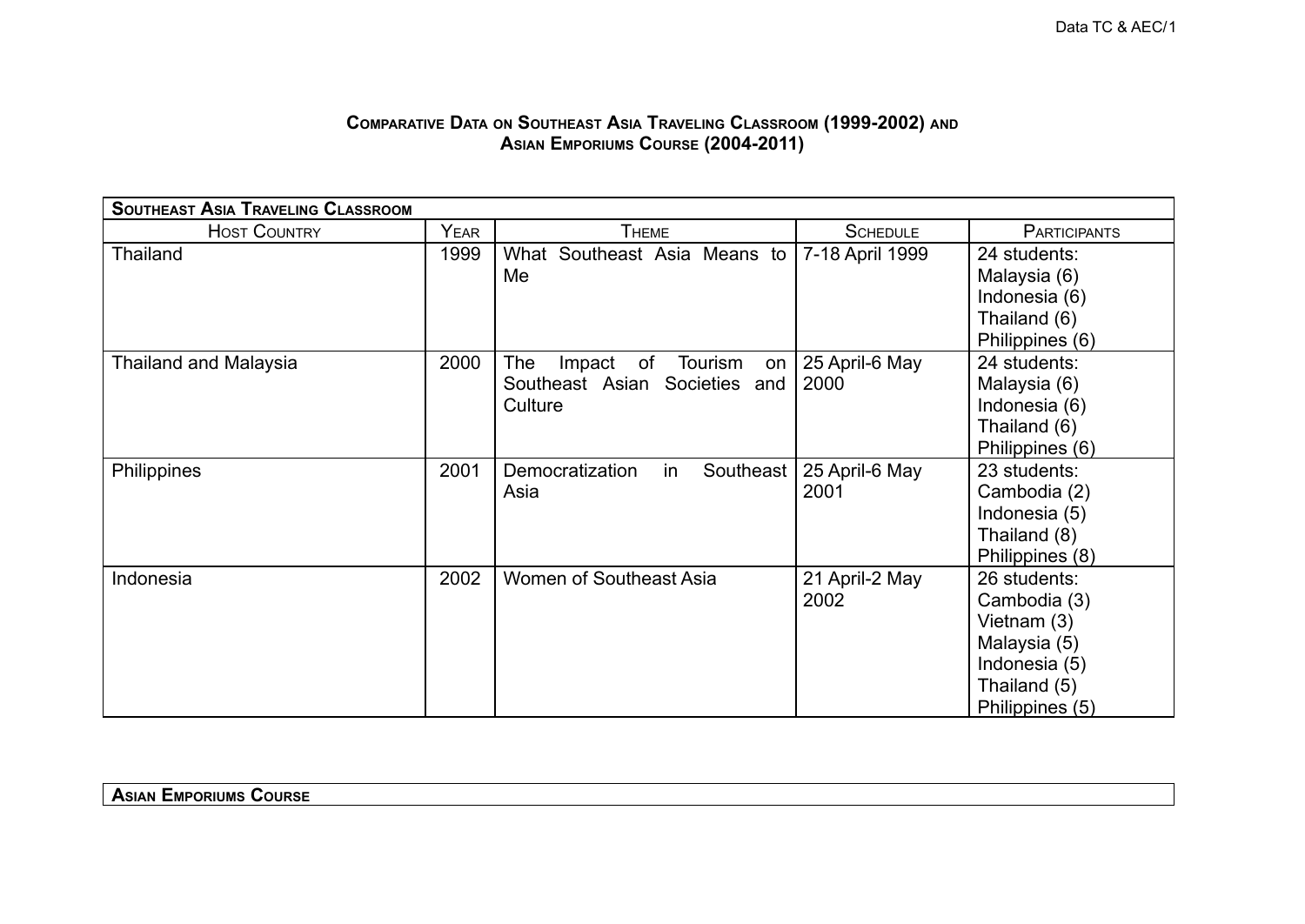# Comparative Data on Southeast Asia Traveling Classroom (1999-2002) and Asian Emporiums Course (2004-2011)

| **Southeast Asia Traveling Classroom** | | | | |
|---|---|---|---|---|
| Host Country | Year | Theme | Schedule | Participants |
| Thailand | 1999 | What Southeast Asia Means to Me | 7-18 April 1999 | 24 students:<br>Malaysia (6)<br>Indonesia (6)<br>Thailand (6)<br>Philippines (6) |
| Thailand and Malaysia | 2000 | The Impact of Tourism on Southeast Asian Societies and Culture | 25 April-6 May 2000 | 24 students:<br>Malaysia (6)<br>Indonesia (6)<br>Thailand (6)<br>Philippines (6) |
| Philippines | 2001 | Democratization in Southeast Asia | 25 April-6 May 2001 | 23 students:<br>Cambodia (2)<br>Indonesia (5)<br>Thailand (8)<br>Philippines (8) |
| Indonesia | 2002 | Women of Southeast Asia | 21 April-2 May 2002 | 26 students:<br>Cambodia (3)<br>Vietnam (3)<br>Malaysia (5)<br>Indonesia (5)<br>Thailand (5)<br>Philippines (5) |

**Asian Emporiums Course**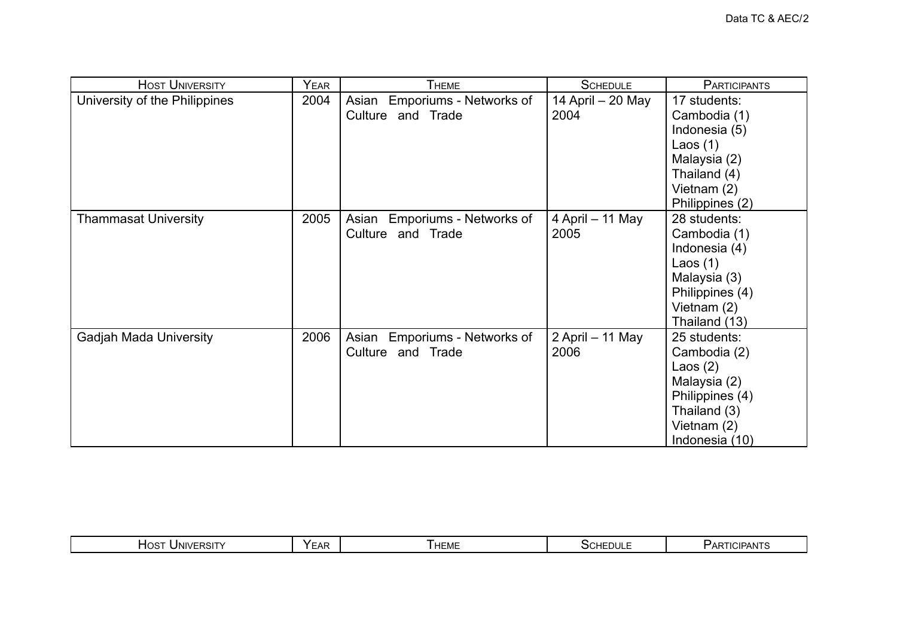| Host University | Year | Theme | Schedule | Participants |
|---|---|---|---|---|
| University of the Philippines | 2004 | Asian Emporiums - Networks of Culture and Trade | 14 April – 20 May 2004 | 17 students:<br>Cambodia (1)<br>Indonesia (5)<br>Laos (1)<br>Malaysia (2)<br>Thailand (4)<br>Vietnam (2)<br>Philippines (2) |
| Thammasat University | 2005 | Asian Emporiums - Networks of Culture and Trade | 4 April – 11 May 2005 | 28 students:<br>Cambodia (1)<br>Indonesia (4)<br>Laos (1)<br>Malaysia (3)<br>Philippines (4)<br>Vietnam (2)<br>Thailand (13) |
| Gadjah Mada University | 2006 | Asian Emporiums - Networks of Culture and Trade | 2 April – 11 May 2006 | 25 students:<br>Cambodia (2)<br>Laos (2)<br>Malaysia (2)<br>Philippines (4)<br>Thailand (3)<br>Vietnam (2)<br>Indonesia (10) |

| Host University | Year | Theme | Schedule | Participants |
|---|---|---|---|---|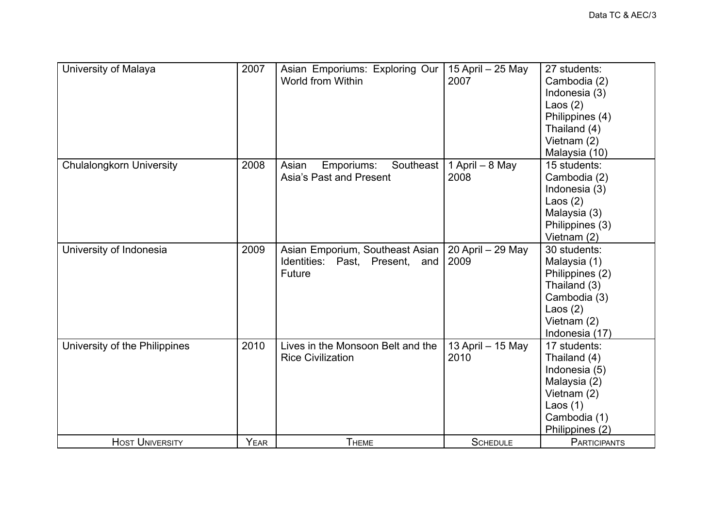| Host University | Year | Theme | Schedule | Participants |
|---|---|---|---|---|
| University of Malaya | 2007 | Asian Emporiums: Exploring Our World from Within | 15 April – 25 May 2007 | 27 students: Cambodia (2) Indonesia (3) Laos (2) Philippines (4) Thailand (4) Vietnam (2) Malaysia (10) |
| Chulalongkorn University | 2008 | Asian Emporiums: Southeast Asia's Past and Present | 1 April – 8 May 2008 | 15 students: Cambodia (2) Indonesia (3) Laos (2) Malaysia (3) Philippines (3) Vietnam (2) |
| University of Indonesia | 2009 | Asian Emporium, Southeast Asian Identities: Past, Present, and Future | 20 April – 29 May 2009 | 30 students: Malaysia (1) Philippines (2) Thailand (3) Cambodia (3) Laos (2) Vietnam (2) Indonesia (17) |
| University of the Philippines | 2010 | Lives in the Monsoon Belt and the Rice Civilization | 13 April – 15 May 2010 | 17 students: Thailand (4) Indonesia (5) Malaysia (2) Vietnam (2) Laos (1) Cambodia (1) Philippines (2) |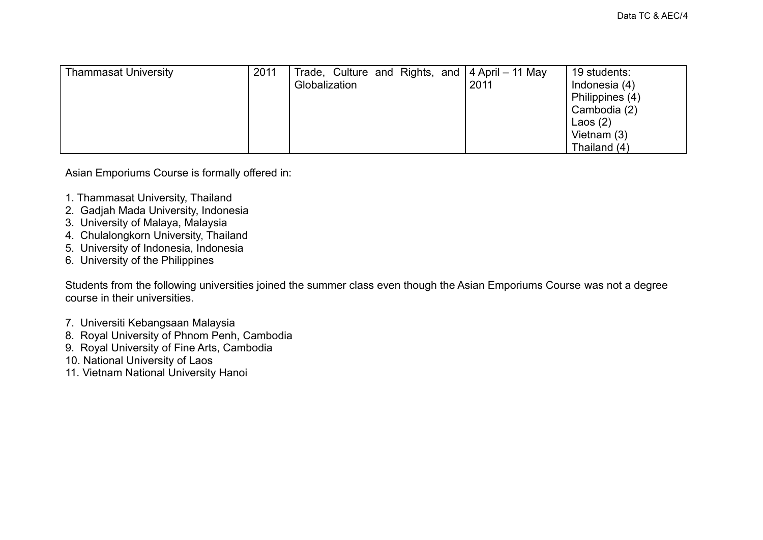| | | | | |
|---|---|---|---|---|
| Thammasat University | 2011 | Trade, Culture and Rights, and Globalization | 4 April – 11 May 2011 | 19 students:<br>Indonesia (4)<br>Philippines (4)<br>Cambodia (2)<br>Laos (2)<br>Vietnam (3)<br>Thailand (4) |

Asian Emporiums Course is formally offered in:

1. Thammasat University, Thailand
2. Gadjah Mada University, Indonesia
3. University of Malaya, Malaysia
4. Chulalongkorn University, Thailand
5. University of Indonesia, Indonesia
6. University of the Philippines

Students from the following universities joined the summer class even though the Asian Emporiums Course was not a degree course in their universities.

7. Universiti Kebangsaan Malaysia
8. Royal University of Phnom Penh, Cambodia
9. Royal University of Fine Arts, Cambodia
10. National University of Laos
11. Vietnam National University Hanoi